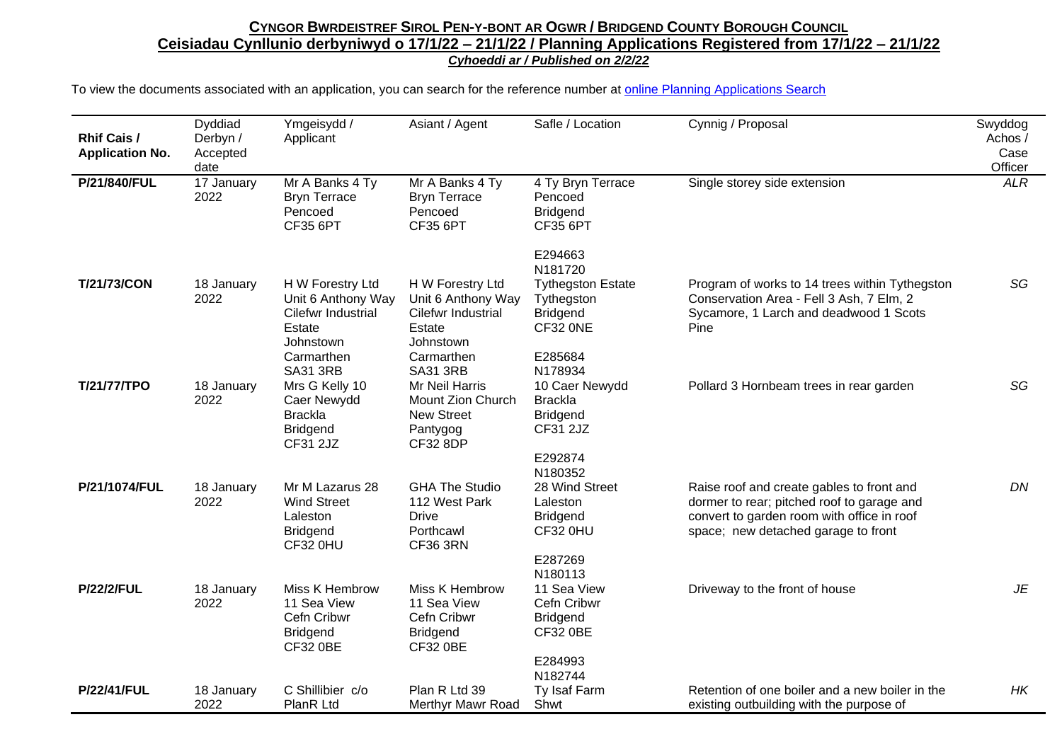**CYNGOR BWRDEISTREF SIROL PEN-Y-BONT AR OGWR / BRIDGEND COUNTY BOROUGH COUNCIL**

**Ceisiadau Cynllunio derbyniwyd o 17/1/22 – 21/1/22 / Planning Applications Registered from 17/1/22 – 21/1/22**

***Cyhoeddi ar / Published on 2/2/22***

To view the documents associated with an application, you can search for the reference number at online Planning Applications Search

| Rhif Cais / Application No. | Dyddiad Derbyn / Accepted date | Ymgeisydd / Applicant | Asiant / Agent | Safle / Location | Cynnig / Proposal | Swyddog Achos / Case Officer |
|---|---|---|---|---|---|---|
| **P/21/840/FUL** | 17 January 2022 | Mr A Banks 4 Ty Bryn Terrace Pencoed CF35 6PT | Mr A Banks 4 Ty Bryn Terrace Pencoed CF35 6PT | 4 Ty Bryn Terrace Pencoed Bridgend CF35 6PT E294663 N181720 | Single storey side extension | *ALR* |
| **T/21/73/CON** | 18 January 2022 | H W Forestry Ltd Unit 6 Anthony Way Cilefwr Industrial Estate Johnstown Carmarthen SA31 3RB | H W Forestry Ltd Unit 6 Anthony Way Cilefwr Industrial Estate Johnstown Carmarthen SA31 3RB | Tythegston Estate Tythegston Bridgend CF32 0NE E285684 N178934 | Program of works to 14 trees within Tythegston Conservation Area - Fell 3 Ash, 7 Elm, 2 Sycamore, 1 Larch and deadwood 1 Scots Pine | *SG* |
| **T/21/77/TPO** | 18 January 2022 | Mrs G Kelly 10 Caer Newydd Brackla Bridgend CF31 2JZ | Mr Neil Harris Mount Zion Church New Street Pantygog CF32 8DP | 10 Caer Newydd Brackla Bridgend CF31 2JZ E292874 N180352 | Pollard 3 Hornbeam trees in rear garden | *SG* |
| **P/21/1074/FUL** | 18 January 2022 | Mr M Lazarus 28 Wind Street Laleston Bridgend CF32 0HU | GHA The Studio 112 West Park Drive Porthcawl CF36 3RN | 28 Wind Street Laleston Bridgend CF32 0HU E287269 N180113 | Raise roof and create gables to front and dormer to rear; pitched roof to garage and convert to garden room with office in roof space; new detached garage to front | *DN* |
| **P/22/2/FUL** | 18 January 2022 | Miss K Hembrow 11 Sea View Cefn Cribwr Bridgend CF32 0BE | Miss K Hembrow 11 Sea View Cefn Cribwr Bridgend CF32 0BE | 11 Sea View Cefn Cribwr Bridgend CF32 0BE E284993 N182744 | Driveway to the front of house | *JE* |
| **P/22/41/FUL** | 18 January 2022 | C Shillibier c/o PlanR Ltd | Plan R Ltd 39 Merthyr Mawr Road | Ty Isaf Farm Shwt | Retention of one boiler and a new boiler in the existing outbuilding with the purpose of | *HK* |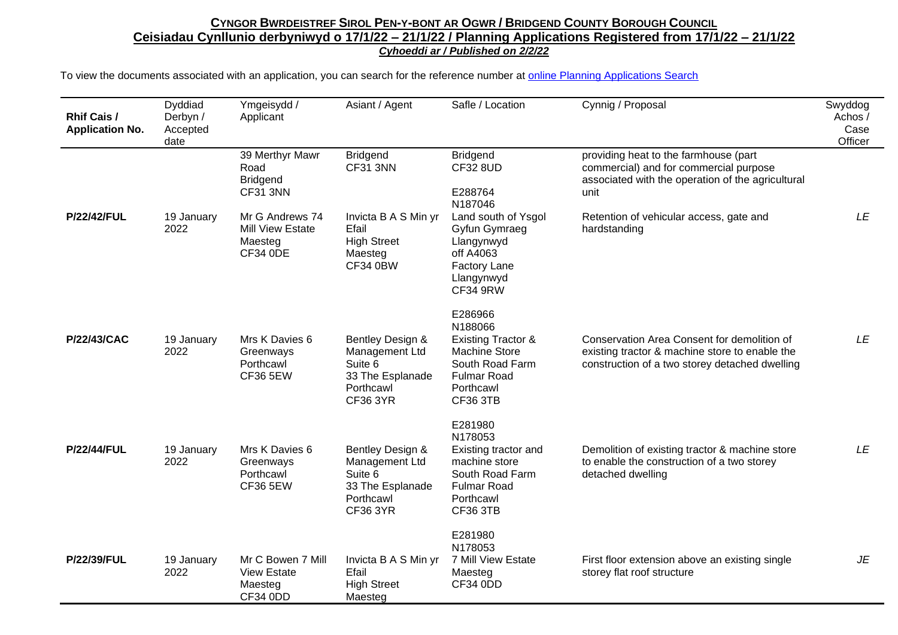## CYNGOR BWRDEISTREF SIROL PEN-Y-BONT AR OGWR / BRIDGEND COUNTY BOROUGH COUNCIL

### Ceisiadau Cynllunio derbyniwyd o 17/1/22 – 21/1/22 / Planning Applications Registered from 17/1/22 – 21/1/22

***Cyhoeddi ar / Published on 2/2/22***

To view the documents associated with an application, you can search for the reference number at [online Planning Applications Search]()

| Rhif Cais / Application No. | Dyddiad Derbyn / Accepted date | Ymgeisydd / Applicant | Asiant / Agent | Safle / Location | Cynnig / Proposal | Swyddog Achos / Case Officer |
|---|---|---|---|---|---|---|
| | | 39 Merthyr Mawr Road Bridgend CF31 3NN | Bridgend CF31 3NN | Bridgend CF32 8UD<br><br>E288764 N187046 | providing heat to the farmhouse (part commercial) and for commercial purpose associated with the operation of the agricultural unit | |
| **P/22/42/FUL** | 19 January 2022 | Mr G Andrews 74 Mill View Estate Maesteg CF34 0DE | Invicta B A S Min yr Efail High Street Maesteg CF34 0BW | Land south of Ysgol Gyfun Gymraeg Llangynwyd off A4063 Factory Lane Llangynwyd CF34 9RW<br><br>E286966 N188066 | Retention of vehicular access, gate and hardstanding | *LE* |
| **P/22/43/CAC** | 19 January 2022 | Mrs K Davies 6 Greenways Porthcawl CF36 5EW | Bentley Design & Management Ltd Suite 6 33 The Esplanade Porthcawl CF36 3YR | Existing Tractor & Machine Store South Road Farm Fulmar Road Porthcawl CF36 3TB<br><br>E281980 N178053 | Conservation Area Consent for demolition of existing tractor & machine store to enable the construction of a two storey detached dwelling | *LE* |
| **P/22/44/FUL** | 19 January 2022 | Mrs K Davies 6 Greenways Porthcawl CF36 5EW | Bentley Design & Management Ltd Suite 6 33 The Esplanade Porthcawl CF36 3YR | Existing tractor and machine store South Road Farm Fulmar Road Porthcawl CF36 3TB<br><br>E281980 N178053 | Demolition of existing tractor & machine store to enable the construction of a two storey detached dwelling | *LE* |
| **P/22/39/FUL** | 19 January 2022 | Mr C Bowen 7 Mill View Estate Maesteg CF34 0DD | Invicta B A S Min yr Efail High Street Maesteg | 7 Mill View Estate Maesteg CF34 0DD | First floor extension above an existing single storey flat roof structure | *JE* |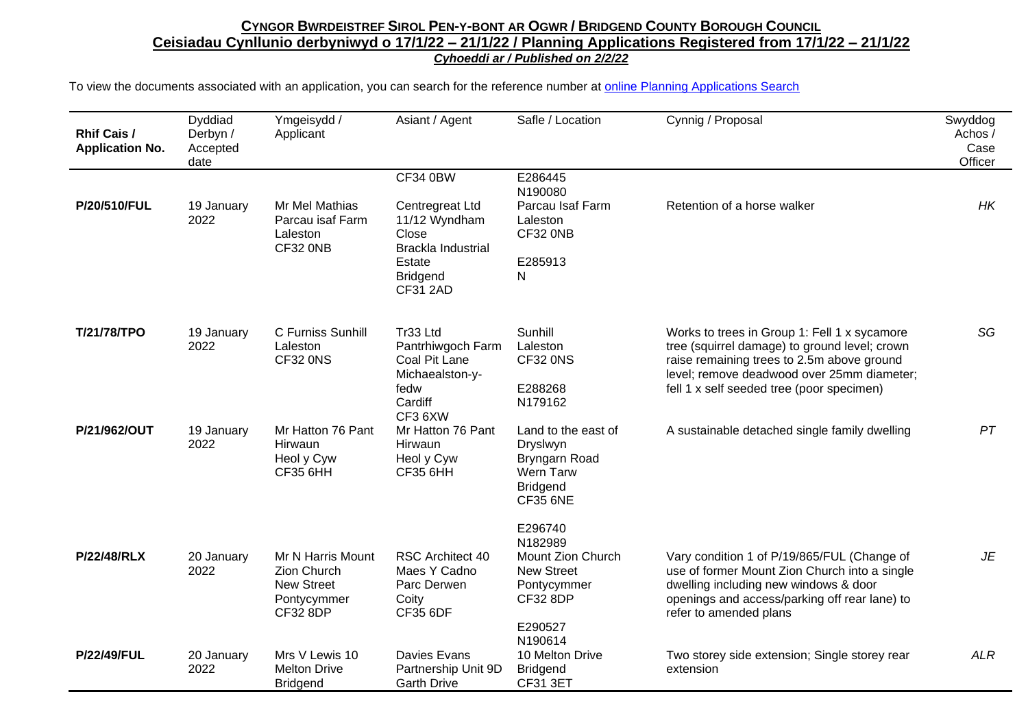**CYNGOR BWRDEISTREF SIROL PEN-Y-BONT AR OGWR / BRIDGEND COUNTY BOROUGH COUNCIL**

**Ceisiadau Cynllunio derbyniwyd o 17/1/22 – 21/1/22 / Planning Applications Registered from 17/1/22 – 21/1/22**

***Cyhoeddi ar / Published on 2/2/22***

To view the documents associated with an application, you can search for the reference number at online Planning Applications Search

| Rhif Cais / Application No. | Dyddiad Derbyn / Accepted date | Ymgeisydd / Applicant | Asiant / Agent | Safle / Location | Cynnig / Proposal | Swyddog Achos / Case Officer |
|---|---|---|---|---|---|---|
| | | | CF34 0BW | E286445 N190080 | | |
| **P/20/510/FUL** | 19 January 2022 | Mr Mel Mathias Parcau isaf Farm Laleston CF32 0NB | Centregreat Ltd 11/12 Wyndham Close Brackla Industrial Estate Bridgend CF31 2AD | Parcau Isaf Farm Laleston CF32 0NB E285913 N | Retention of a horse walker | *HK* |
| **T/21/78/TPO** | 19 January 2022 | C Furniss Sunhill Laleston CF32 0NS | Tr33 Ltd Pantrhiwgoch Farm Coal Pit Lane Michaealston-y-fedw Cardiff CF3 6XW | Sunhill Laleston CF32 0NS E288268 N179162 | Works to trees in Group 1: Fell 1 x sycamore tree (squirrel damage) to ground level; crown raise remaining trees to 2.5m above ground level; remove deadwood over 25mm diameter; fell 1 x self seeded tree (poor specimen) | *SG* |
| **P/21/962/OUT** | 19 January 2022 | Mr Hatton 76 Pant Hirwaun Heol y Cyw CF35 6HH | Mr Hatton 76 Pant Hirwaun Heol y Cyw CF35 6HH | Land to the east of Dryslwyn Bryngarn Road Wern Tarw Bridgend CF35 6NE E296740 N182989 | A sustainable detached single family dwelling | *PT* |
| **P/22/48/RLX** | 20 January 2022 | Mr N Harris Mount Zion Church New Street Pontycymmer CF32 8DP | RSC Architect 40 Maes Y Cadno Parc Derwen Coity CF35 6DF | Mount Zion Church New Street Pontycymmer CF32 8DP E290527 N190614 | Vary condition 1 of P/19/865/FUL (Change of use of former Mount Zion Church into a single dwelling including new windows & door openings and access/parking off rear lane) to refer to amended plans | *JE* |
| **P/22/49/FUL** | 20 January 2022 | Mrs V Lewis 10 Melton Drive Bridgend | Davies Evans Partnership Unit 9D Garth Drive | 10 Melton Drive Bridgend CF31 3ET | Two storey side extension; Single storey rear extension | *ALR* |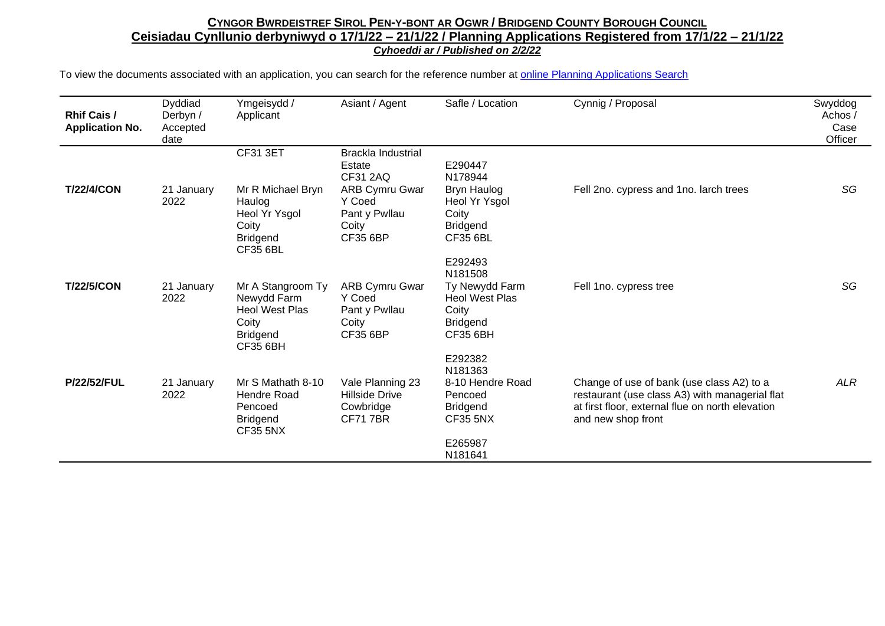**CYNGOR BWRDEISTREF SIROL PEN-Y-BONT AR OGWR / BRIDGEND COUNTY BOROUGH COUNCIL**

**Ceisiadau Cynllunio derbyniwyd o 17/1/22 – 21/1/22 / Planning Applications Registered from 17/1/22 – 21/1/22**

***Cyhoeddi ar / Published on 2/2/22***

To view the documents associated with an application, you can search for the reference number at [online Planning Applications Search]()

| Rhif Cais / Application No. | Dyddiad Derbyn / Accepted date | Ymgeisydd / Applicant | Asiant / Agent | Safle / Location | Cynnig / Proposal | Swyddog Achos / Case Officer |
|---|---|---|---|---|---|---|
| | | CF31 3ET | Brackla Industrial Estate CF31 2AQ | E290447 N178944 | | |
| **T/22/4/CON** | 21 January 2022 | Mr R Michael Bryn Haulog Heol Yr Ysgol Coity Bridgend CF35 6BL | ARB Cymru Gwar Y Coed Pant y Pwllau Coity CF35 6BP | Bryn Haulog Heol Yr Ysgol Coity Bridgend CF35 6BL E292493 N181508 | Fell 2no. cypress and 1no. larch trees | *SG* |
| **T/22/5/CON** | 21 January 2022 | Mr A Stangroom Ty Newydd Farm Heol West Plas Coity Bridgend CF35 6BH | ARB Cymru Gwar Y Coed Pant y Pwllau Coity CF35 6BP | Ty Newydd Farm Heol West Plas Coity Bridgend CF35 6BH E292382 N181363 | Fell 1no. cypress tree | *SG* |
| **P/22/52/FUL** | 21 January 2022 | Mr S Mathath 8-10 Hendre Road Pencoed Bridgend CF35 5NX | Vale Planning 23 Hillside Drive Cowbridge CF71 7BR | 8-10 Hendre Road Pencoed Bridgend CF35 5NX E265987 N181641 | Change of use of bank (use class A2) to a restaurant (use class A3) with managerial flat at first floor, external flue on north elevation and new shop front | *ALR* |